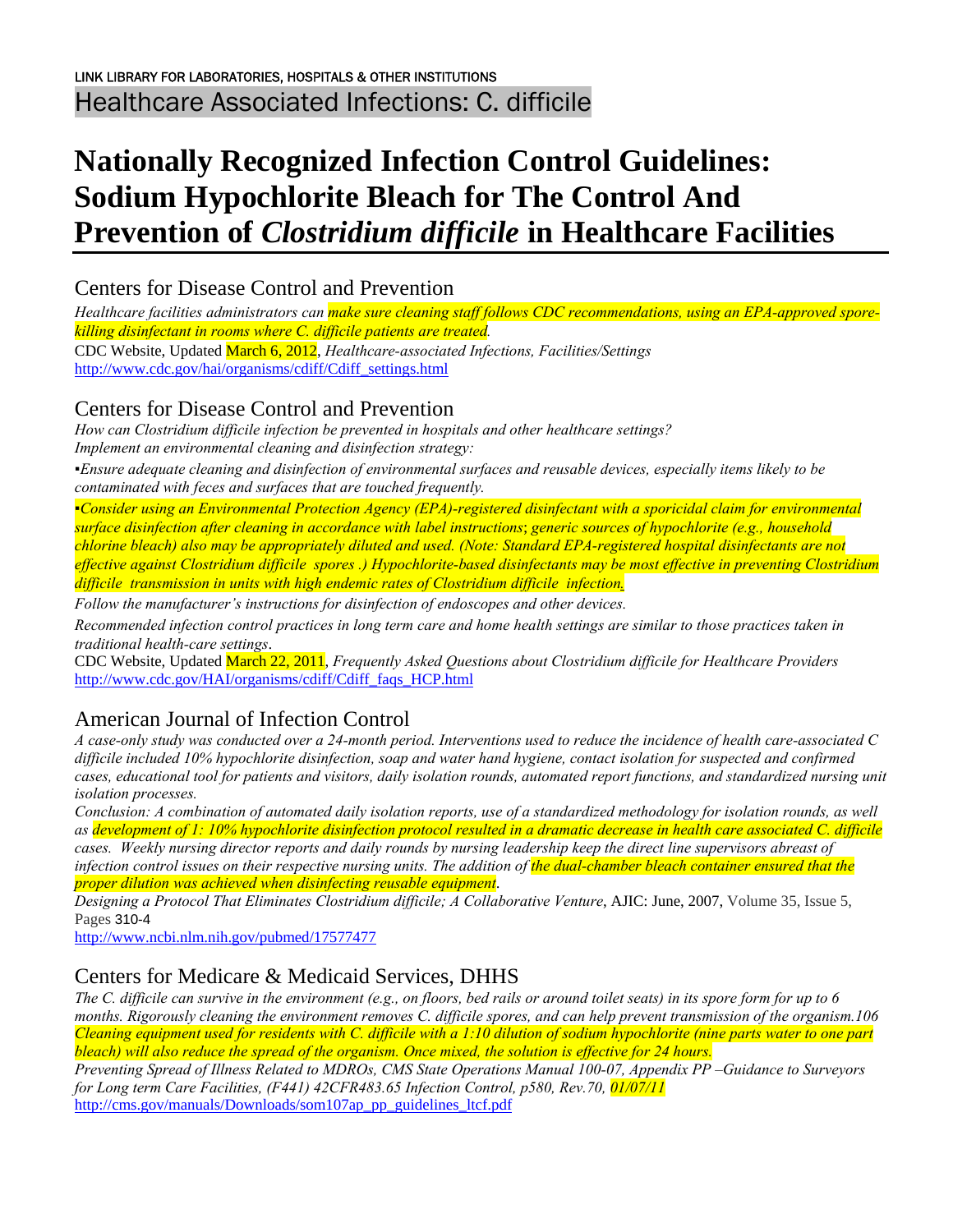LINK LIBRARY FOR LABORATORIES, HOSPITALS & OTHER INSTITUTIONS

Healthcare Associated Infections: C. difficile

# Nationally Recognized Infection Control Guidelines: Sodium Hypochlorite Bleach for The Control And Prevention of *Clostridium difficile* in Healthcare Facilities

## Centers for Disease Control and Prevention

*Healthcare facilities administrators can make sure cleaning staff follows CDC recommendations, using an EPA-approved spore-killing disinfectant in rooms where C. difficile patients are treated.*

CDC Website, Updated March 6, 2012, *Healthcare-associated Infections, Facilities/Settings*
http://www.cdc.gov/hai/organisms/cdiff/Cdiff_settings.html

## Centers for Disease Control and Prevention

*How can Clostridium difficile infection be prevented in hospitals and other healthcare settings?*
*Implement an environmental cleaning and disinfection strategy:*

▪*Ensure adequate cleaning and disinfection of environmental surfaces and reusable devices, especially items likely to be contaminated with feces and surfaces that are touched frequently.*

▪*Consider using an Environmental Protection Agency (EPA)-registered disinfectant with a sporicidal claim for environmental surface disinfection after cleaning in accordance with label instructions; generic sources of hypochlorite (e.g., household chlorine bleach) also may be appropriately diluted and used. (Note: Standard EPA-registered hospital disinfectants are not effective against Clostridium difficile spores .) Hypochlorite-based disinfectants may be most effective in preventing Clostridium difficile transmission in units with high endemic rates of Clostridium difficile infection.*

*Follow the manufacturer's instructions for disinfection of endoscopes and other devices.*

*Recommended infection control practices in long term care and home health settings are similar to those practices taken in traditional health-care settings*.

CDC Website, Updated March 22, 2011, *Frequently Asked Questions about Clostridium difficile for Healthcare Providers*
http://www.cdc.gov/HAI/organisms/cdiff/Cdiff_faqs_HCP.html

## American Journal of Infection Control

*A case-only study was conducted over a 24-month period. Interventions used to reduce the incidence of health care-associated C difficile included 10% hypochlorite disinfection, soap and water hand hygiene, contact isolation for suspected and confirmed cases, educational tool for patients and visitors, daily isolation rounds, automated report functions, and standardized nursing unit isolation processes.*

*Conclusion: A combination of automated daily isolation reports, use of a standardized methodology for isolation rounds, as well as development of 1: 10% hypochlorite disinfection protocol resulted in a dramatic decrease in health care associated C. difficile cases. Weekly nursing director reports and daily rounds by nursing leadership keep the direct line supervisors abreast of infection control issues on their respective nursing units. The addition of the dual-chamber bleach container ensured that the proper dilution was achieved when disinfecting reusable equipment.*

*Designing a Protocol That Eliminates Clostridium difficile; A Collaborative Venture*, AJIC: June, 2007, Volume 35, Issue 5, Pages 310-4
http://www.ncbi.nlm.nih.gov/pubmed/17577477

## Centers for Medicare & Medicaid Services, DHHS

*The C. difficile can survive in the environment (e.g., on floors, bed rails or around toilet seats) in its spore form for up to 6 months. Rigorously cleaning the environment removes C. difficile spores, and can help prevent transmission of the organism.106 Cleaning equipment used for residents with C. difficile with a 1:10 dilution of sodium hypochlorite (nine parts water to one part bleach) will also reduce the spread of the organism. Once mixed, the solution is effective for 24 hours.*

*Preventing Spread of Illness Related to MDROs, CMS State Operations Manual 100-07, Appendix PP –Guidance to Surveyors for Long term Care Facilities, (F441) 42CFR483.65 Infection Control, p580, Rev.70, 01/07/11*
http://cms.gov/manuals/Downloads/som107ap_pp_guidelines_ltcf.pdf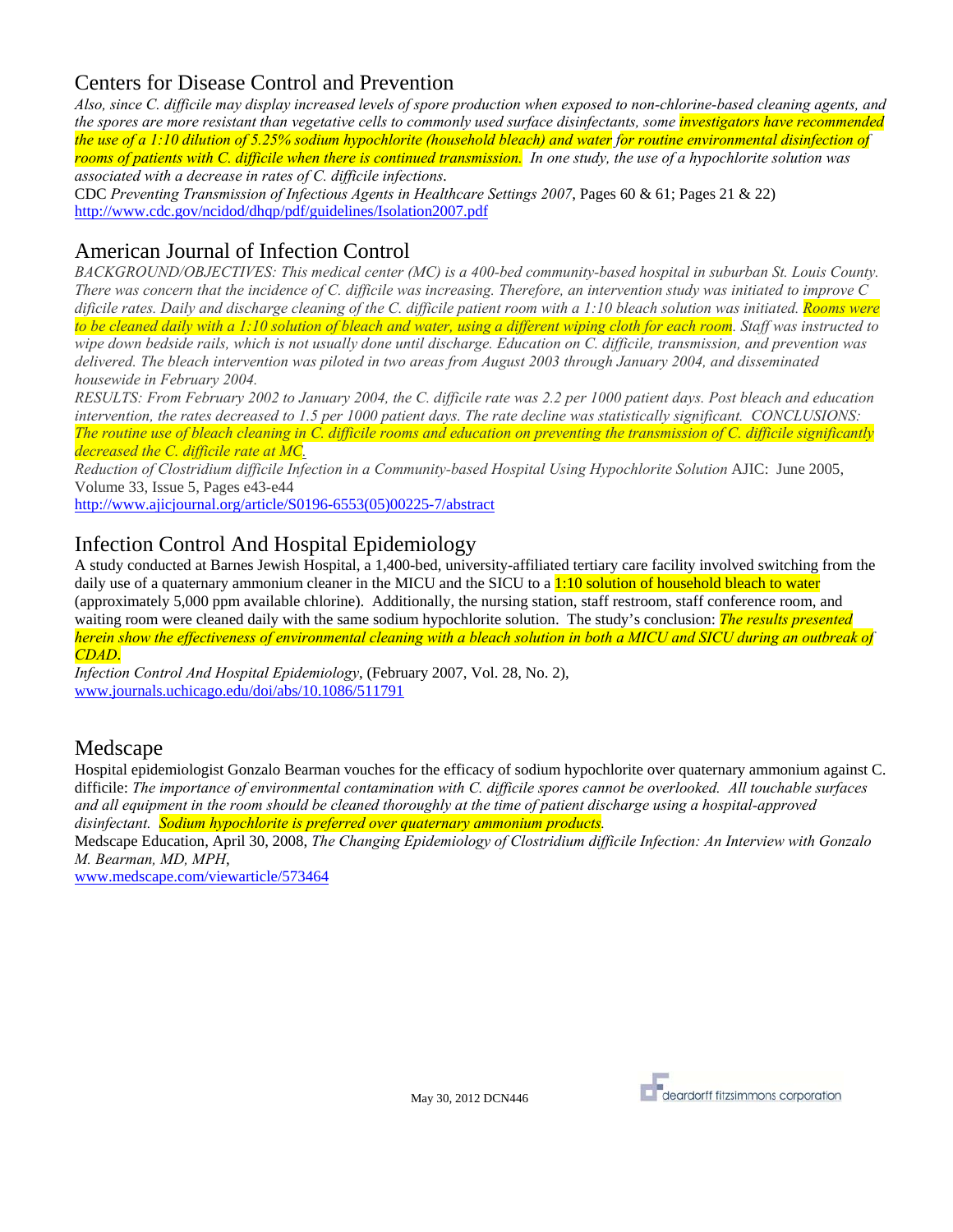## Centers for Disease Control and Prevention

*Also, since C. difficile may display increased levels of spore production when exposed to non-chlorine-based cleaning agents, and the spores are more resistant than vegetative cells to commonly used surface disinfectants, some investigators have recommended the use of a 1:10 dilution of 5.25% sodium hypochlorite (household bleach) and water for routine environmental disinfection of rooms of patients with C. difficile when there is continued transmission. In one study, the use of a hypochlorite solution was associated with a decrease in rates of C. difficile infections.*

CDC *Preventing Transmission of Infectious Agents in Healthcare Settings 2007*, Pages 60 & 61; Pages 21 & 22)
http://www.cdc.gov/ncidod/dhqp/pdf/guidelines/Isolation2007.pdf

## American Journal of Infection Control

*BACKGROUND/OBJECTIVES: This medical center (MC) is a 400-bed community-based hospital in suburban St. Louis County. There was concern that the incidence of C. difficile was increasing. Therefore, an intervention study was initiated to improve C dificile rates. Daily and discharge cleaning of the C. difficile patient room with a 1:10 bleach solution was initiated. Rooms were to be cleaned daily with a 1:10 solution of bleach and water, using a different wiping cloth for each room. Staff was instructed to wipe down bedside rails, which is not usually done until discharge. Education on C. difficile, transmission, and prevention was delivered. The bleach intervention was piloted in two areas from August 2003 through January 2004, and disseminated housewide in February 2004.*

*RESULTS: From February 2002 to January 2004, the C. difficile rate was 2.2 per 1000 patient days. Post bleach and education intervention, the rates decreased to 1.5 per 1000 patient days. The rate decline was statistically significant. CONCLUSIONS: The routine use of bleach cleaning in C. difficile rooms and education on preventing the transmission of C. difficile significantly decreased the C. difficile rate at MC.*

*Reduction of Clostridium difficile Infection in a Community-based Hospital Using Hypochlorite Solution* AJIC: June 2005, Volume 33, Issue 5, Pages e43-e44
http://www.ajicjournal.org/article/S0196-6553(05)00225-7/abstract

## Infection Control And Hospital Epidemiology

A study conducted at Barnes Jewish Hospital, a 1,400-bed, university-affiliated tertiary care facility involved switching from the daily use of a quaternary ammonium cleaner in the MICU and the SICU to a 1:10 solution of household bleach to water (approximately 5,000 ppm available chlorine). Additionally, the nursing station, staff restroom, staff conference room, and waiting room were cleaned daily with the same sodium hypochlorite solution. The study's conclusion: *The results presented herein show the effectiveness of environmental cleaning with a bleach solution in both a MICU and SICU during an outbreak of CDAD.*

*Infection Control And Hospital Epidemiology*, (February 2007, Vol. 28, No. 2),
www.journals.uchicago.edu/doi/abs/10.1086/511791

## Medscape

Hospital epidemiologist Gonzalo Bearman vouches for the efficacy of sodium hypochlorite over quaternary ammonium against C. difficile: *The importance of environmental contamination with C. difficile spores cannot be overlooked. All touchable surfaces and all equipment in the room should be cleaned thoroughly at the time of patient discharge using a hospital-approved disinfectant. Sodium hypochlorite is preferred over quaternary ammonium products.*

Medscape Education, April 30, 2008, *The Changing Epidemiology of Clostridium difficile Infection: An Interview with Gonzalo M. Bearman, MD, MPH*,
www.medscape.com/viewarticle/573464

May 30, 2012 DCN446